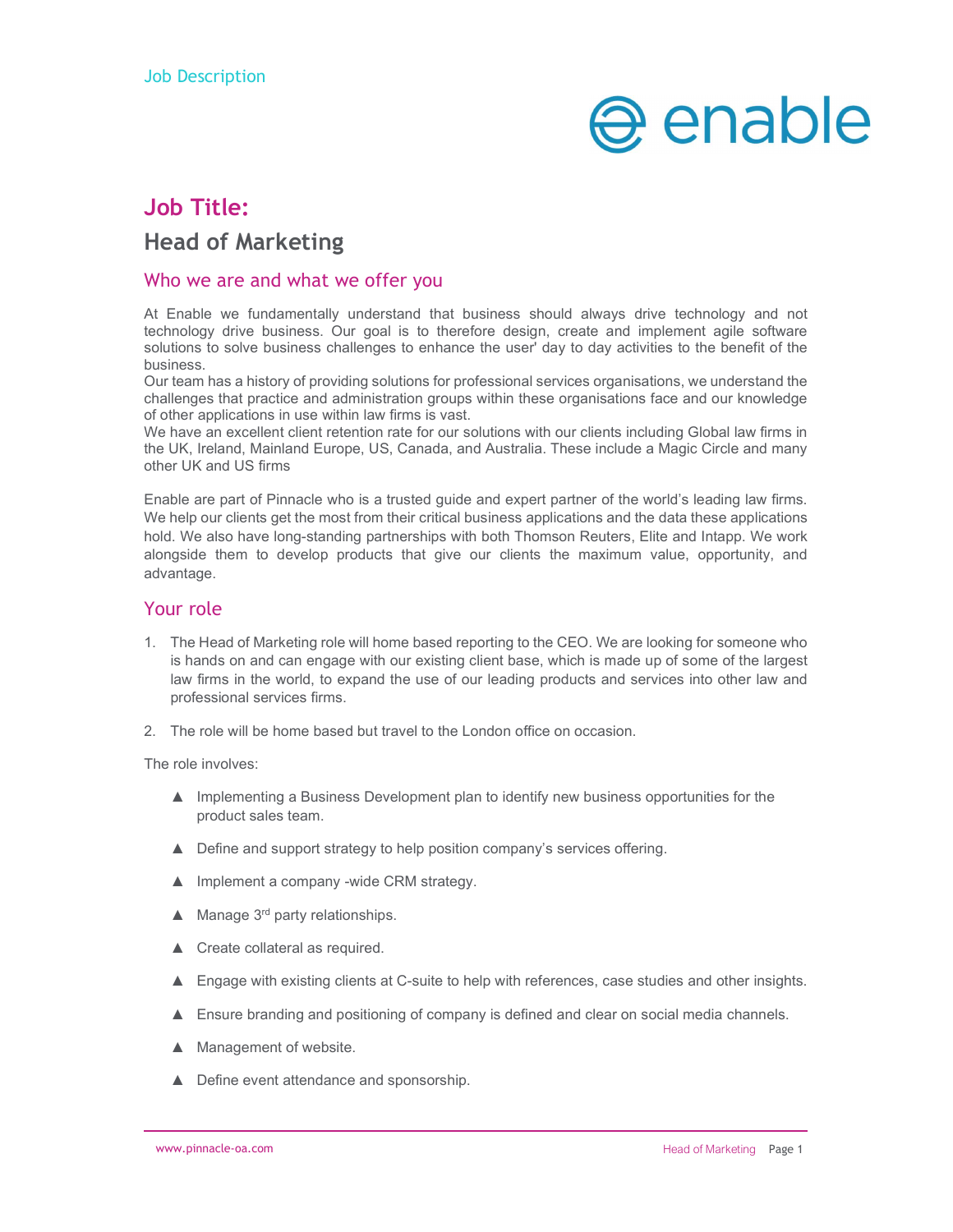Job Description

# Job Title:

## Head of Marketing

### Who we are and what we offer you

At Enable we fundamentally understand that business should always drive technology and not technology drive business. Our goal is to therefore design, create and implement agile software solutions to solve business challenges to enhance the user' day to day activities to the benefit of the business.
Our team has a history of providing solutions for professional services organisations, we understand the challenges that practice and administration groups within these organisations face and our knowledge of other applications in use within law firms is vast.
We have an excellent client retention rate for our solutions with our clients including Global law firms in the UK, Ireland, Mainland Europe, US, Canada, and Australia. These include a Magic Circle and many other UK and US firms

Enable are part of Pinnacle who is a trusted guide and expert partner of the world's leading law firms. We help our clients get the most from their critical business applications and the data these applications hold. We also have long-standing partnerships with both Thomson Reuters, Elite and Intapp. We work alongside them to develop products that give our clients the maximum value, opportunity, and advantage.

### Your role

1. The Head of Marketing role will home based reporting to the CEO. We are looking for someone who is hands on and can engage with our existing client base, which is made up of some of the largest law firms in the world, to expand the use of our leading products and services into other law and professional services firms.

2. The role will be home based but travel to the London office on occasion.

The role involves:

- Implementing a Business Development plan to identify new business opportunities for the product sales team.
- Define and support strategy to help position company's services offering.
- Implement a company -wide CRM strategy.
- Manage 3rd party relationships.
- Create collateral as required.
- Engage with existing clients at C-suite to help with references, case studies and other insights.
- Ensure branding and positioning of company is defined and clear on social media channels.
- Management of website.
- Define event attendance and sponsorship.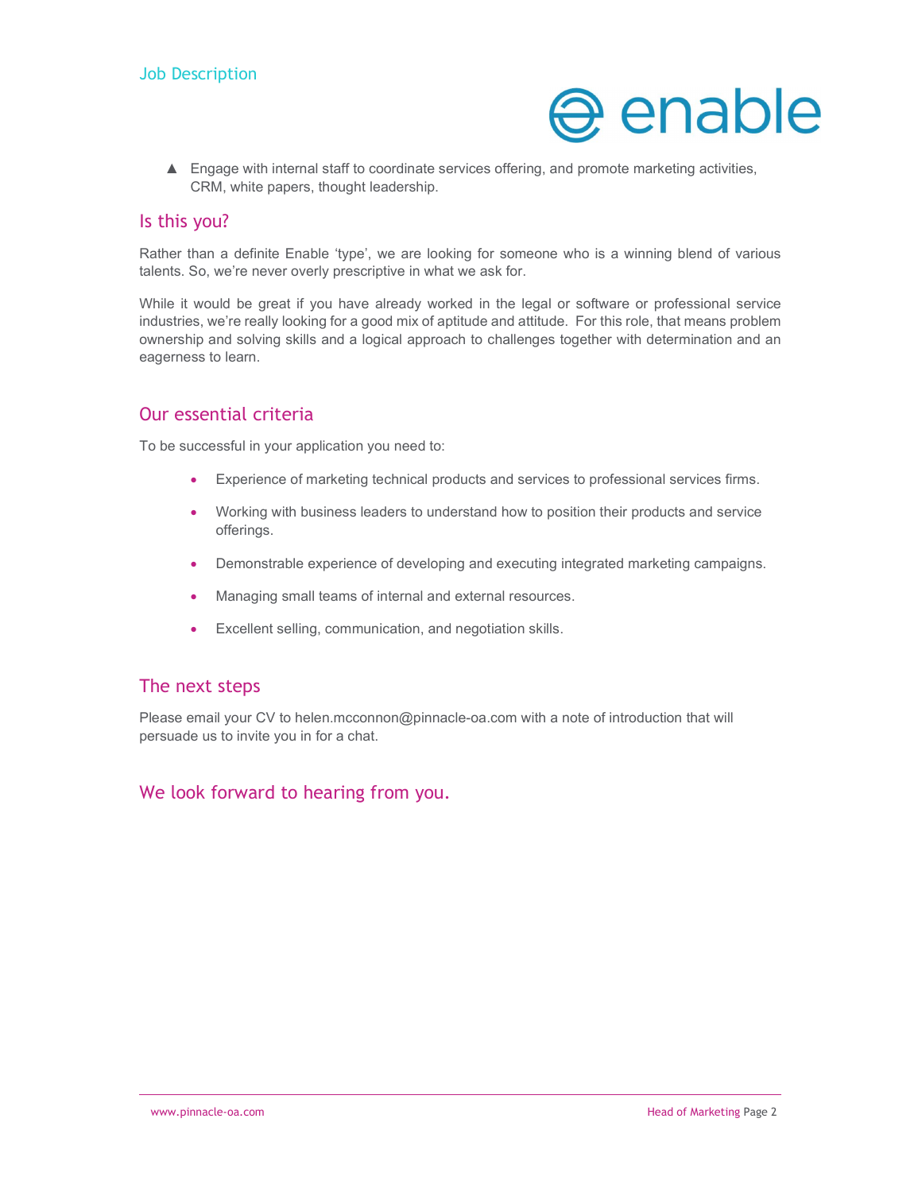- Engage with internal staff to coordinate services offering, and promote marketing activities, CRM, white papers, thought leadership.

## Is this you?

Rather than a definite Enable 'type', we are looking for someone who is a winning blend of various talents. So, we're never overly prescriptive in what we ask for.

While it would be great if you have already worked in the legal or software or professional service industries, we're really looking for a good mix of aptitude and attitude. For this role, that means problem ownership and solving skills and a logical approach to challenges together with determination and an eagerness to learn.

## Our essential criteria

To be successful in your application you need to:

- Experience of marketing technical products and services to professional services firms.
- Working with business leaders to understand how to position their products and service offerings.
- Demonstrable experience of developing and executing integrated marketing campaigns.
- Managing small teams of internal and external resources.
- Excellent selling, communication, and negotiation skills.

## The next steps

Please email your CV to helen.mcconnon@pinnacle-oa.com with a note of introduction that will persuade us to invite you in for a chat.

## We look forward to hearing from you.